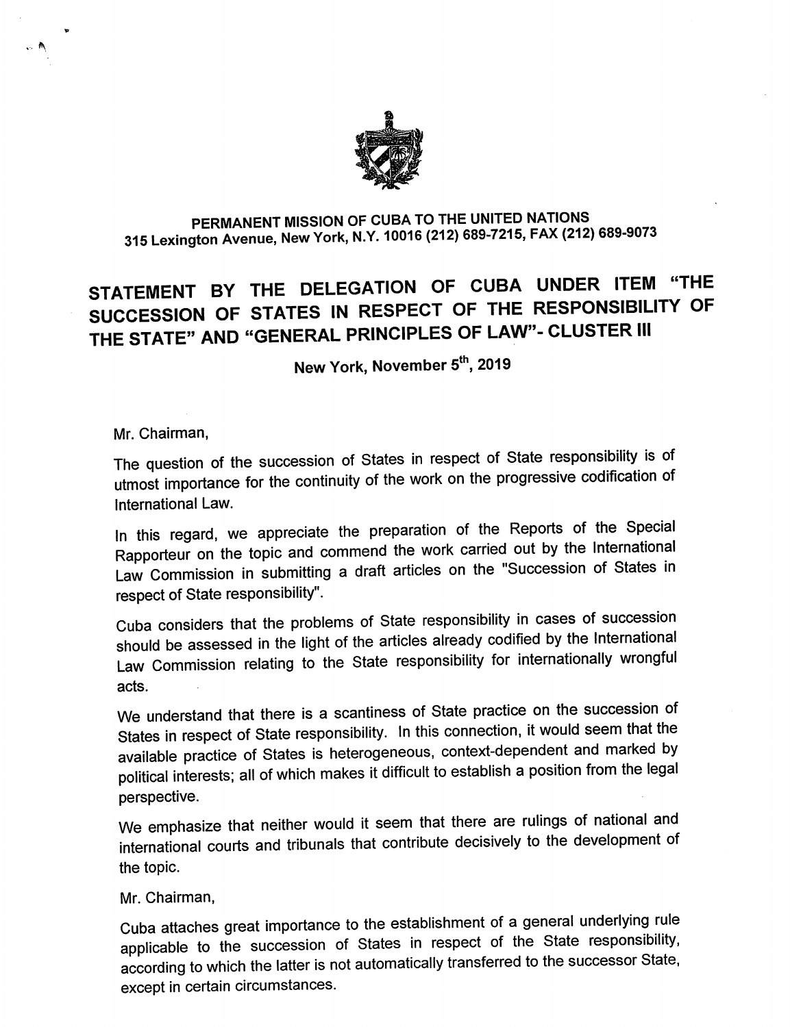**PERMANENT MISSION OF CUBA TO THE UNITED NATIONS**
**315 Lexington Avenue, New York, N.Y. 10016 (212) 689-7215, FAX (212) 689-9073**

# STATEMENT BY THE DELEGATION OF CUBA UNDER ITEM "THE SUCCESSION OF STATES IN RESPECT OF THE RESPONSIBILITY OF THE STATE" AND "GENERAL PRINCIPLES OF LAW"- CLUSTER III

**New York, November 5th, 2019**

Mr. Chairman,

The question of the succession of States in respect of State responsibility is of utmost importance for the continuity of the work on the progressive codification of International Law.

In this regard, we appreciate the preparation of the Reports of the Special Rapporteur on the topic and commend the work carried out by the International Law Commission in submitting a draft articles on the "Succession of States in respect of State responsibility".

Cuba considers that the problems of State responsibility in cases of succession should be assessed in the light of the articles already codified by the International Law Commission relating to the State responsibility for internationally wrongful acts.

We understand that there is a scantiness of State practice on the succession of States in respect of State responsibility. In this connection, it would seem that the available practice of States is heterogeneous, context-dependent and marked by political interests; all of which makes it difficult to establish a position from the legal perspective.

We emphasize that neither would it seem that there are rulings of national and international courts and tribunals that contribute decisively to the development of the topic.

Mr. Chairman,

Cuba attaches great importance to the establishment of a general underlying rule applicable to the succession of States in respect of the State responsibility, according to which the latter is not automatically transferred to the successor State, except in certain circumstances.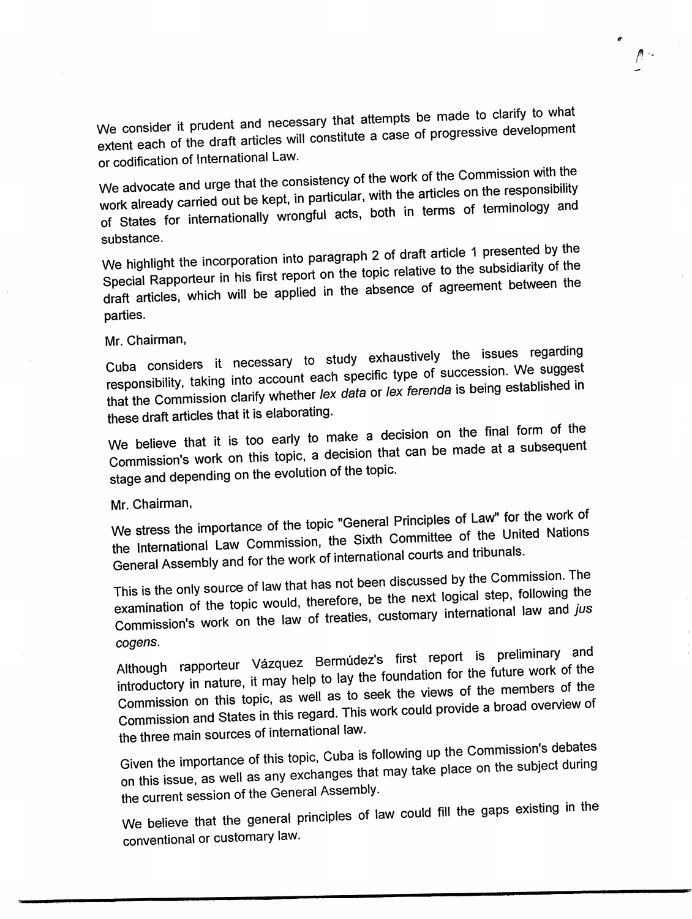We consider it prudent and necessary that attempts be made to clarify to what extent each of the draft articles will constitute a case of progressive development or codification of International Law.

We advocate and urge that the consistency of the work of the Commission with the work already carried out be kept, in particular, with the articles on the responsibility of States for internationally wrongful acts, both in terms of terminology and substance.

We highlight the incorporation into paragraph 2 of draft article 1 presented by the Special Rapporteur in his first report on the topic relative to the subsidiarity of the draft articles, which will be applied in the absence of agreement between the parties.

Mr. Chairman,

Cuba considers it necessary to study exhaustively the issues regarding responsibility, taking into account each specific type of succession. We suggest that the Commission clarify whether *lex data* or *lex ferenda* is being established in these draft articles that it is elaborating.

We believe that it is too early to make a decision on the final form of the Commission's work on this topic, a decision that can be made at a subsequent stage and depending on the evolution of the topic.

Mr. Chairman,

We stress the importance of the topic "General Principles of Law" for the work of the International Law Commission, the Sixth Committee of the United Nations General Assembly and for the work of international courts and tribunals.

This is the only source of law that has not been discussed by the Commission. The examination of the topic would, therefore, be the next logical step, following the Commission's work on the law of treaties, customary international law and *jus cogens*.

Although rapporteur Vázquez Bermúdez's first report is preliminary and introductory in nature, it may help to lay the foundation for the future work of the Commission on this topic, as well as to seek the views of the members of the Commission and States in this regard. This work could provide a broad overview of the three main sources of international law.

Given the importance of this topic, Cuba is following up the Commission's debates on this issue, as well as any exchanges that may take place on the subject during the current session of the General Assembly.

We believe that the general principles of law could fill the gaps existing in the conventional or customary law.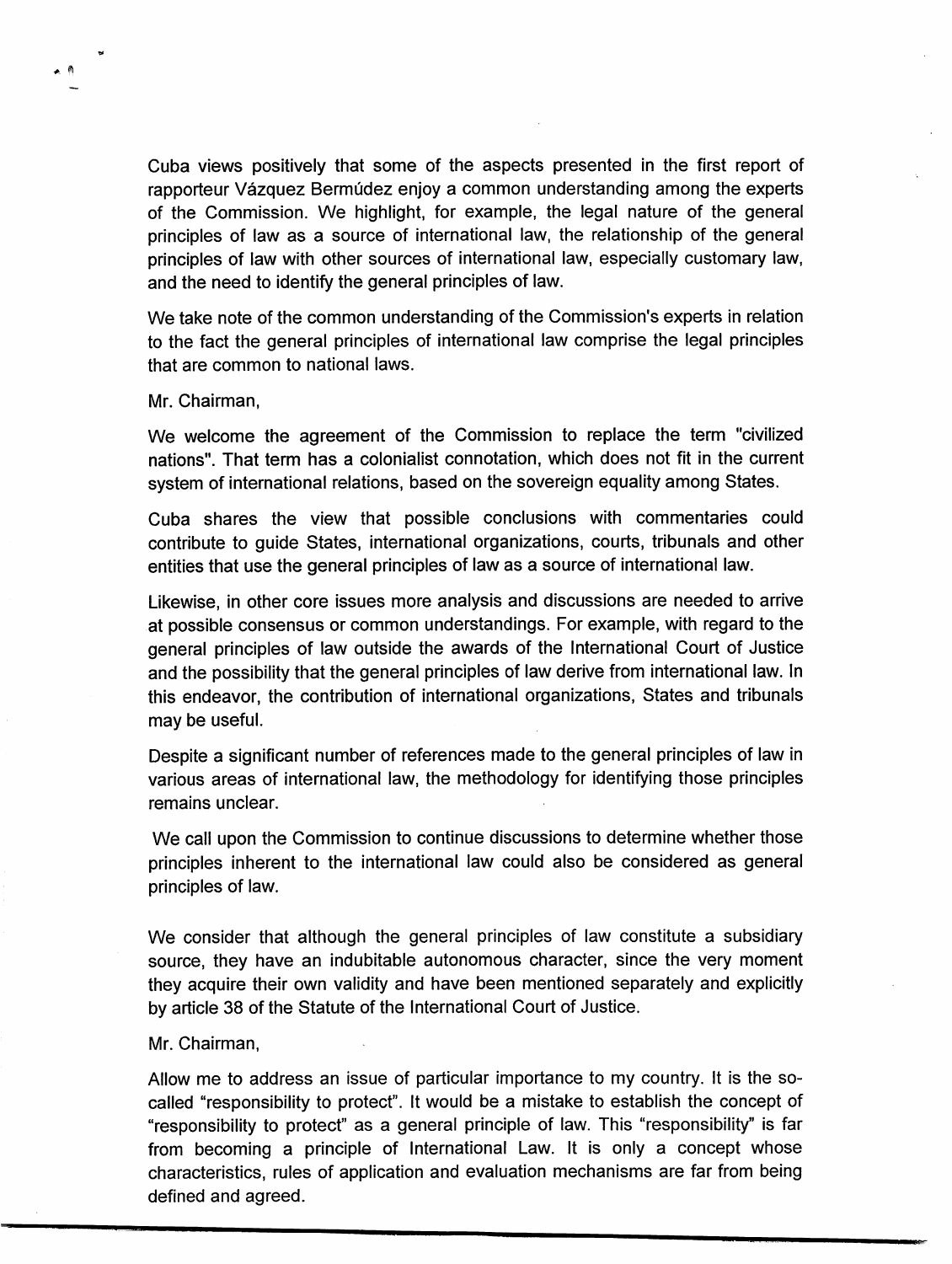Cuba views positively that some of the aspects presented in the first report of rapporteur Vázquez Bermúdez enjoy a common understanding among the experts of the Commission. We highlight, for example, the legal nature of the general principles of law as a source of international law, the relationship of the general principles of law with other sources of international law, especially customary law, and the need to identify the general principles of law.

We take note of the common understanding of the Commission's experts in relation to the fact the general principles of international law comprise the legal principles that are common to national laws.

Mr. Chairman,

We welcome the agreement of the Commission to replace the term "civilized nations". That term has a colonialist connotation, which does not fit in the current system of international relations, based on the sovereign equality among States.

Cuba shares the view that possible conclusions with commentaries could contribute to guide States, international organizations, courts, tribunals and other entities that use the general principles of law as a source of international law.

Likewise, in other core issues more analysis and discussions are needed to arrive at possible consensus or common understandings. For example, with regard to the general principles of law outside the awards of the International Court of Justice and the possibility that the general principles of law derive from international law. In this endeavor, the contribution of international organizations, States and tribunals may be useful.

Despite a significant number of references made to the general principles of law in various areas of international law, the methodology for identifying those principles remains unclear.

We call upon the Commission to continue discussions to determine whether those principles inherent to the international law could also be considered as general principles of law.

We consider that although the general principles of law constitute a subsidiary source, they have an indubitable autonomous character, since the very moment they acquire their own validity and have been mentioned separately and explicitly by article 38 of the Statute of the International Court of Justice.

Mr. Chairman,

Allow me to address an issue of particular importance to my country. It is the so-called "responsibility to protect". It would be a mistake to establish the concept of "responsibility to protect" as a general principle of law. This "responsibility" is far from becoming a principle of International Law. It is only a concept whose characteristics, rules of application and evaluation mechanisms are far from being defined and agreed.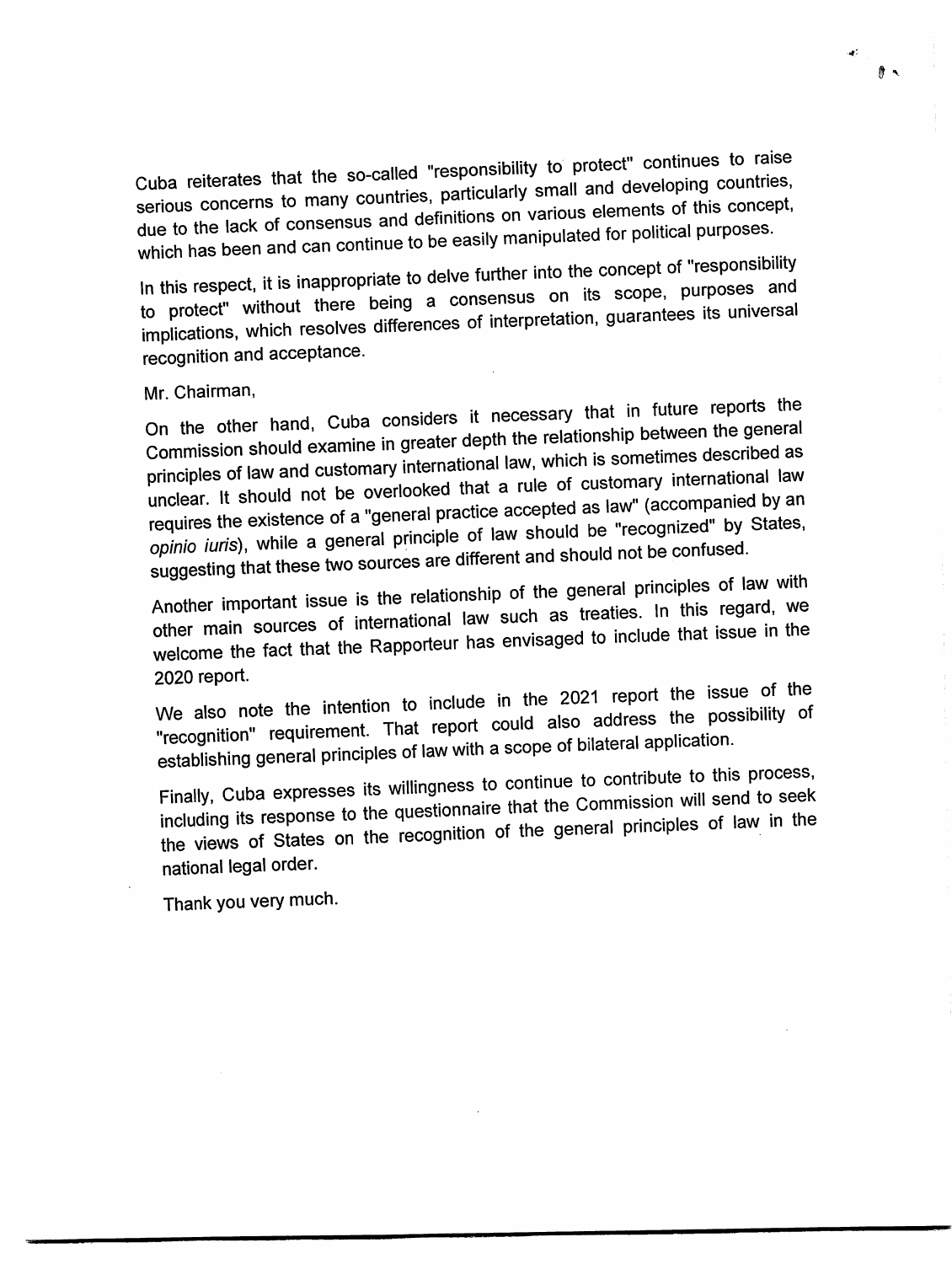Cuba reiterates that the so-called "responsibility to protect" continues to raise serious concerns to many countries, particularly small and developing countries, due to the lack of consensus and definitions on various elements of this concept, which has been and can continue to be easily manipulated for political purposes.

In this respect, it is inappropriate to delve further into the concept of "responsibility to protect" without there being a consensus on its scope, purposes and implications, which resolves differences of interpretation, guarantees its universal recognition and acceptance.

Mr. Chairman,

On the other hand, Cuba considers it necessary that in future reports the Commission should examine in greater depth the relationship between the general principles of law and customary international law, which is sometimes described as unclear. It should not be overlooked that a rule of customary international law requires the existence of a "general practice accepted as law" (accompanied by an *opinio iuris*), while a general principle of law should be "recognized" by States, suggesting that these two sources are different and should not be confused.

Another important issue is the relationship of the general principles of law with other main sources of international law such as treaties. In this regard, we welcome the fact that the Rapporteur has envisaged to include that issue in the 2020 report.

We also note the intention to include in the 2021 report the issue of the "recognition" requirement. That report could also address the possibility of establishing general principles of law with a scope of bilateral application.

Finally, Cuba expresses its willingness to continue to contribute to this process, including its response to the questionnaire that the Commission will send to seek the views of States on the recognition of the general principles of law in the national legal order.

Thank you very much.